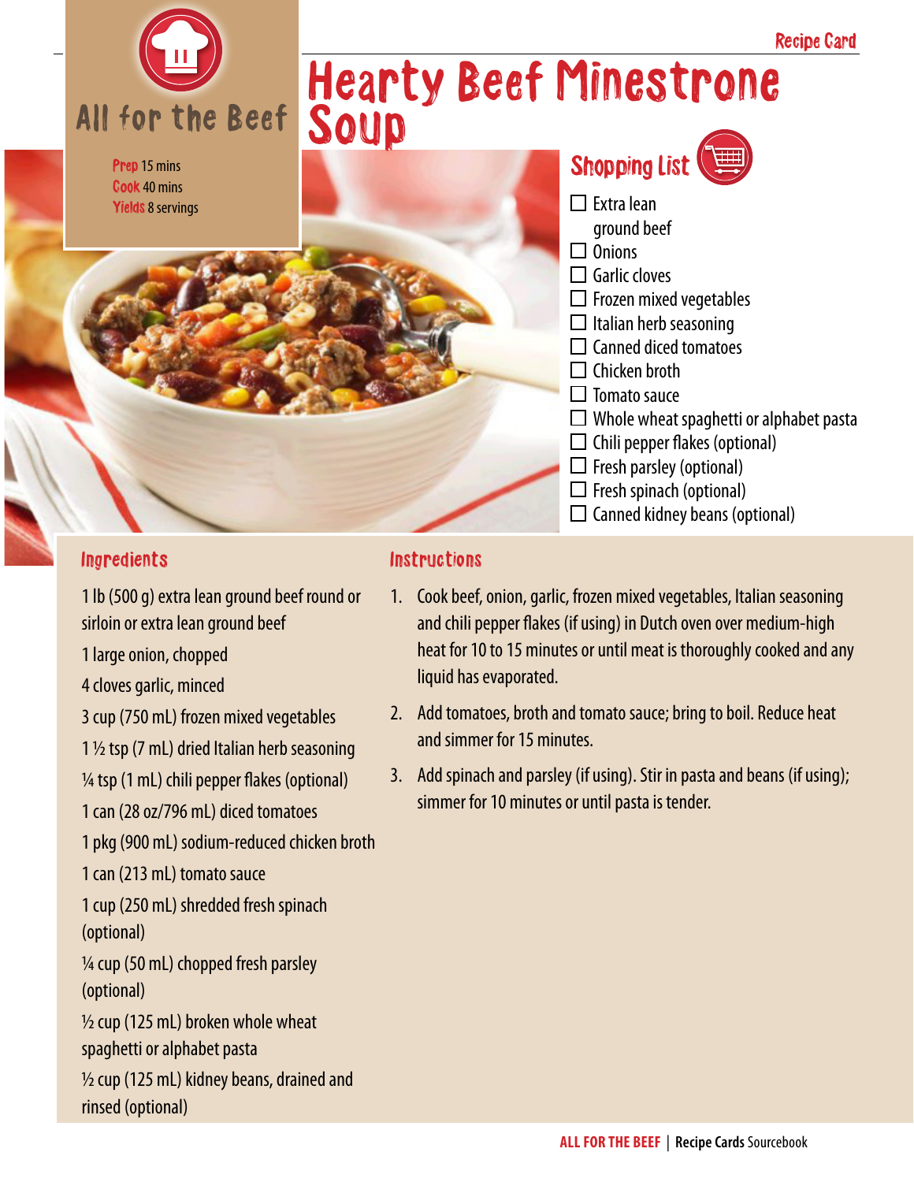Recipe Card

All for the Beef

# Hearty Beef Minestrone Soup

**Prep** 15 mins
**Cook** 40 mins
**Yields** 8 servings

## Shopping List

- ☐ Extra lean ground beef
- ☐ Onions
- ☐ Garlic cloves
- ☐ Frozen mixed vegetables
- ☐ Italian herb seasoning
- ☐ Canned diced tomatoes
- ☐ Chicken broth
- ☐ Tomato sauce
- ☐ Whole wheat spaghetti or alphabet pasta
- ☐ Chili pepper flakes (optional)
- ☐ Fresh parsley (optional)
- ☐ Fresh spinach (optional)
- ☐ Canned kidney beans (optional)

## Ingredients

1 lb (500 g) extra lean ground beef round or sirloin or extra lean ground beef

1 large onion, chopped

4 cloves garlic, minced

3 cup (750 mL) frozen mixed vegetables

1 ½ tsp (7 mL) dried Italian herb seasoning

¼ tsp (1 mL) chili pepper flakes (optional)

1 can (28 oz/796 mL) diced tomatoes

1 pkg (900 mL) sodium-reduced chicken broth

1 can (213 mL) tomato sauce

1 cup (250 mL) shredded fresh spinach (optional)

¼ cup (50 mL) chopped fresh parsley (optional)

½ cup (125 mL) broken whole wheat spaghetti or alphabet pasta

½ cup (125 mL) kidney beans, drained and rinsed (optional)

## Instructions

1. Cook beef, onion, garlic, frozen mixed vegetables, Italian seasoning and chili pepper flakes (if using) in Dutch oven over medium-high heat for 10 to 15 minutes or until meat is thoroughly cooked and any liquid has evaporated.
2. Add tomatoes, broth and tomato sauce; bring to boil. Reduce heat and simmer for 15 minutes.
3. Add spinach and parsley (if using). Stir in pasta and beans (if using); simmer for 10 minutes or until pasta is tender.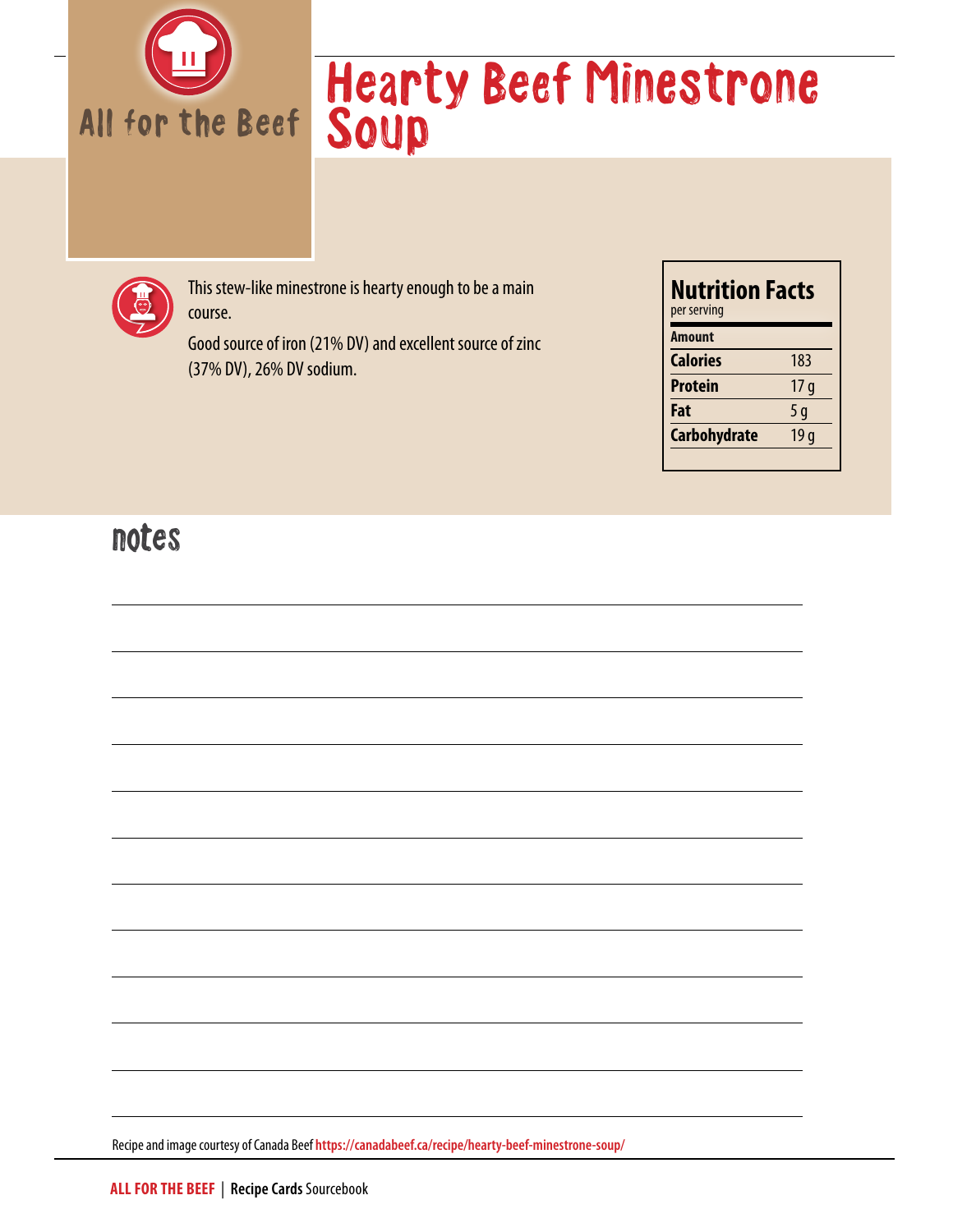All for the Beef

# Hearty Beef Minestrone Soup

This stew-like minestrone is hearty enough to be a main course.

Good source of iron (21% DV) and excellent source of zinc (37% DV), 26% DV sodium.

**Nutrition Facts**
per serving

| Amount | |
|---|---|
| **Calories** | 183 |
| **Protein** | 17 g |
| **Fat** | 5 g |
| **Carbohydrate** | 19 g |

## notes

Recipe and image courtesy of Canada Beef https://canadabeef.ca/recipe/hearty-beef-minestrone-soup/